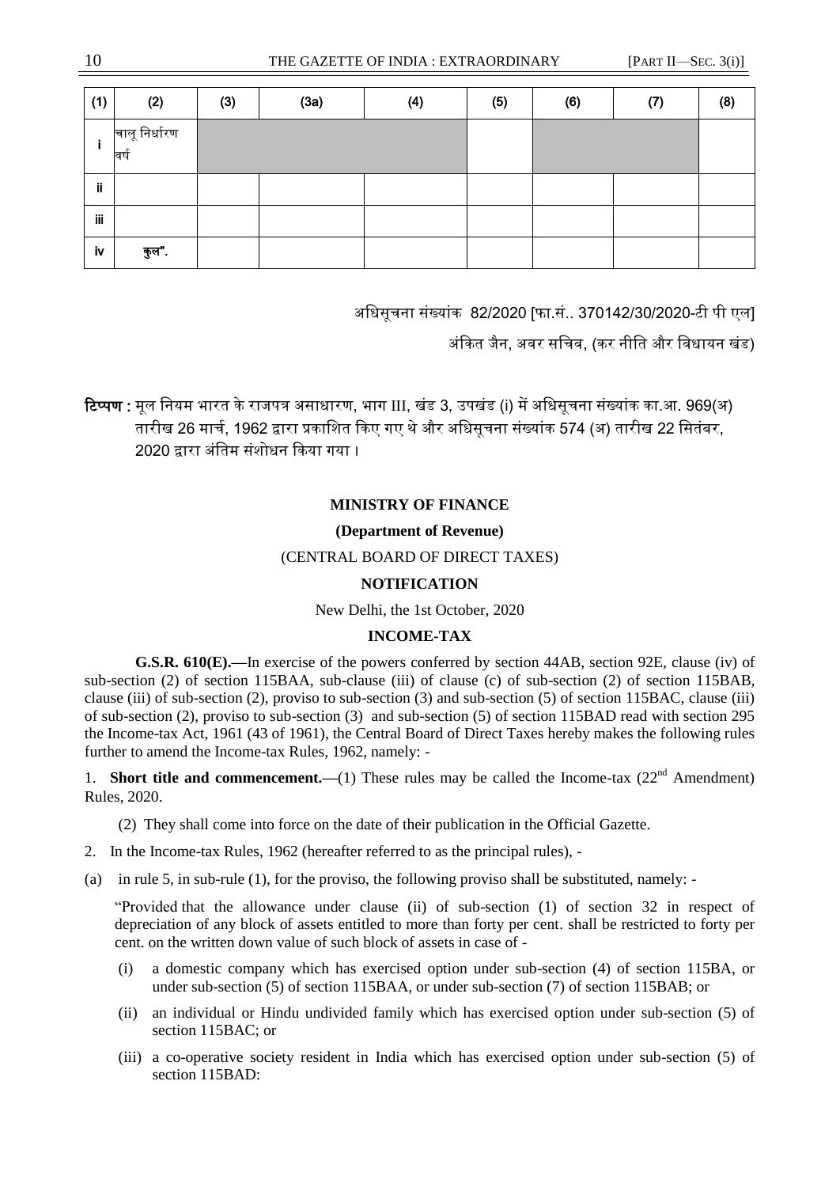| (1) | (2) | (3) | (3a) | (4) | (5) | (6) | (7) | (8) |
|---|---|---|---|---|---|---|---|---|
| i | चालू निर्धारण वर्ष | | | | | | | |
| ii | | | | | | | | |
| iii | | | | | | | | |
| iv | कुल". | | | | | | | |

अधिसूचना संख्यांक 82/2020 [फा.सं.. 370142/30/2020-टी पी एल]

अंकित जैन, अवर सचिव, (कर नीति और विधायन खंड)

**टिप्पण :** मूल नियम भारत के राजपत्र असाधारण, भाग III, खंड 3, उपखंड (i) में अधिसूचना संख्यांक का.आ. 969(अ) तारीख 26 मार्च, 1962 द्वारा प्रकाशित किए गए थे और अधिसूचना संख्यांक 574 (अ) तारीख 22 सितंबर, 2020 द्वारा अंतिम संशोधन किया गया।

**MINISTRY OF FINANCE**

**(Department of Revenue)**

(CENTRAL BOARD OF DIRECT TAXES)

**NOTIFICATION**

New Delhi, the 1st October, 2020

**INCOME-TAX**

**G.S.R. 610(E).**—In exercise of the powers conferred by section 44AB, section 92E, clause (iv) of sub-section (2) of section 115BAA, sub-clause (iii) of clause (c) of sub-section (2) of section 115BAB, clause (iii) of sub-section (2), proviso to sub-section (3) and sub-section (5) of section 115BAC, clause (iii) of sub-section (2), proviso to sub-section (3) and sub-section (5) of section 115BAD read with section 295 the Income-tax Act, 1961 (43 of 1961), the Central Board of Direct Taxes hereby makes the following rules further to amend the Income-tax Rules, 1962, namely: -

1. **Short title and commencement.**—(1) These rules may be called the Income-tax (22nd Amendment) Rules, 2020.

(2) They shall come into force on the date of their publication in the Official Gazette.

2. In the Income-tax Rules, 1962 (hereafter referred to as the principal rules), -

(a) in rule 5, in sub-rule (1), for the proviso, the following proviso shall be substituted, namely: -

"Provided that the allowance under clause (ii) of sub-section (1) of section 32 in respect of depreciation of any block of assets entitled to more than forty per cent. shall be restricted to forty per cent. on the written down value of such block of assets in case of -

(i) a domestic company which has exercised option under sub-section (4) of section 115BA, or under sub-section (5) of section 115BAA, or under sub-section (7) of section 115BAB; or

(ii) an individual or Hindu undivided family which has exercised option under sub-section (5) of section 115BAC; or

(iii) a co-operative society resident in India which has exercised option under sub-section (5) of section 115BAD: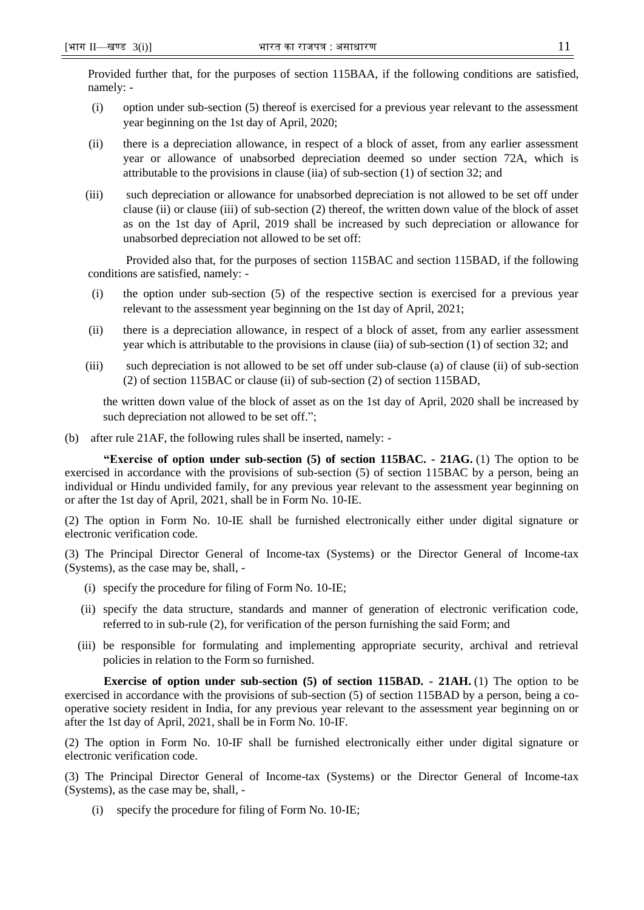Provided further that, for the purposes of section 115BAA, if the following conditions are satisfied, namely: -

(i) option under sub-section (5) thereof is exercised for a previous year relevant to the assessment year beginning on the 1st day of April, 2020;

(ii) there is a depreciation allowance, in respect of a block of asset, from any earlier assessment year or allowance of unabsorbed depreciation deemed so under section 72A, which is attributable to the provisions in clause (iia) of sub-section (1) of section 32; and

(iii) such depreciation or allowance for unabsorbed depreciation is not allowed to be set off under clause (ii) or clause (iii) of sub-section (2) thereof, the written down value of the block of asset as on the 1st day of April, 2019 shall be increased by such depreciation or allowance for unabsorbed depreciation not allowed to be set off:

Provided also that, for the purposes of section 115BAC and section 115BAD, if the following conditions are satisfied, namely: -

(i) the option under sub-section (5) of the respective section is exercised for a previous year relevant to the assessment year beginning on the 1st day of April, 2021;

(ii) there is a depreciation allowance, in respect of a block of asset, from any earlier assessment year which is attributable to the provisions in clause (iia) of sub-section (1) of section 32; and

(iii) such depreciation is not allowed to be set off under sub-clause (a) of clause (ii) of sub-section (2) of section 115BAC or clause (ii) of sub-section (2) of section 115BAD,

the written down value of the block of asset as on the 1st day of April, 2020 shall be increased by such depreciation not allowed to be set off.";

(b) after rule 21AF, the following rules shall be inserted, namely: -

**"Exercise of option under sub-section (5) of section 115BAC. - 21AG.** (1) The option to be exercised in accordance with the provisions of sub-section (5) of section 115BAC by a person, being an individual or Hindu undivided family, for any previous year relevant to the assessment year beginning on or after the 1st day of April, 2021, shall be in Form No. 10-IE.

(2) The option in Form No. 10-IE shall be furnished electronically either under digital signature or electronic verification code.

(3) The Principal Director General of Income-tax (Systems) or the Director General of Income-tax (Systems), as the case may be, shall, -

(i) specify the procedure for filing of Form No. 10-IE;

(ii) specify the data structure, standards and manner of generation of electronic verification code, referred to in sub-rule (2), for verification of the person furnishing the said Form; and

(iii) be responsible for formulating and implementing appropriate security, archival and retrieval policies in relation to the Form so furnished.

**Exercise of option under sub-section (5) of section 115BAD. - 21AH.** (1) The option to be exercised in accordance with the provisions of sub-section (5) of section 115BAD by a person, being a co-operative society resident in India, for any previous year relevant to the assessment year beginning on or after the 1st day of April, 2021, shall be in Form No. 10-IF.

(2) The option in Form No. 10-IF shall be furnished electronically either under digital signature or electronic verification code.

(3) The Principal Director General of Income-tax (Systems) or the Director General of Income-tax (Systems), as the case may be, shall, -

(i) specify the procedure for filing of Form No. 10-IE;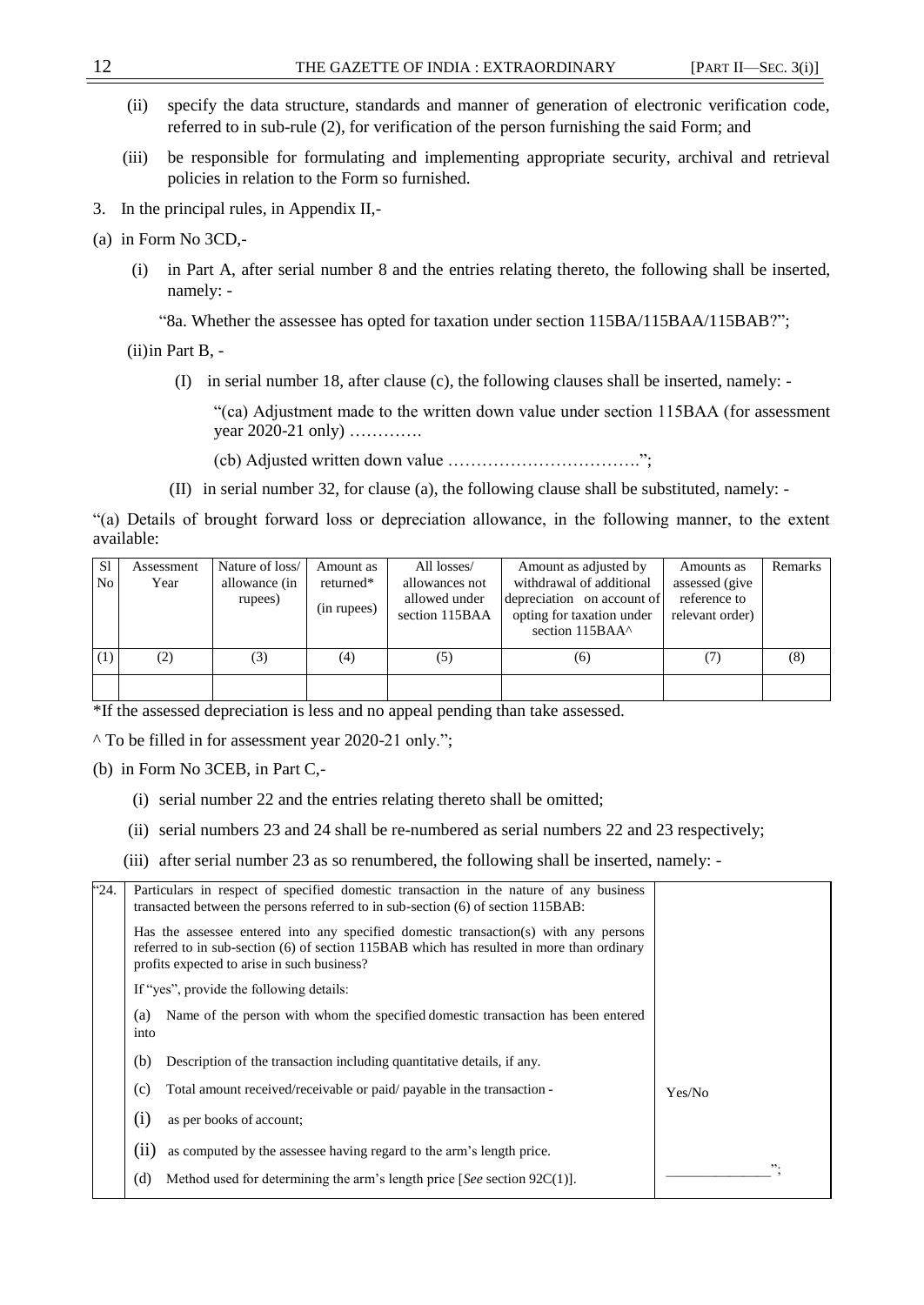(ii) specify the data structure, standards and manner of generation of electronic verification code, referred to in sub-rule (2), for verification of the person furnishing the said Form; and

(iii) be responsible for formulating and implementing appropriate security, archival and retrieval policies in relation to the Form so furnished.

3. In the principal rules, in Appendix II,-

(a) in Form No 3CD,-

(i) in Part A, after serial number 8 and the entries relating thereto, the following shall be inserted, namely: -

"8a. Whether the assessee has opted for taxation under section 115BA/115BAA/115BAB?";

(ii)in Part B, -

(I) in serial number 18, after clause (c), the following clauses shall be inserted, namely: -

"(ca) Adjustment made to the written down value under section 115BAA (for assessment year 2020-21 only) ………….

(cb) Adjusted written down value …………………………….";

(II) in serial number 32, for clause (a), the following clause shall be substituted, namely: -

"(a) Details of brought forward loss or depreciation allowance, in the following manner, to the extent available:

| Sl No | Assessment Year | Nature of loss/ allowance (in rupees) | Amount as returned* (in rupees) | All losses/ allowances not allowed under section 115BAA | Amount as adjusted by withdrawal of additional depreciation on account of opting for taxation under section 115BAA^ | Amounts as assessed (give reference to relevant order) | Remarks |
|---|---|---|---|---|---|---|---|
| (1) | (2) | (3) | (4) | (5) | (6) | (7) | (8) |
| | | | | | | | |

*If the assessed depreciation is less and no appeal pending than take assessed.

^ To be filled in for assessment year 2020-21 only.";

(b) in Form No 3CEB, in Part C,-

(i) serial number 22 and the entries relating thereto shall be omitted;

(ii) serial numbers 23 and 24 shall be re-numbered as serial numbers 22 and 23 respectively;

(iii) after serial number 23 as so renumbered, the following shall be inserted, namely: -

| "24. | Particulars in respect of specified domestic transaction in the nature of any business transacted between the persons referred to in sub-section (6) of section 115BAB: | |
|---|---|---|
| | Has the assessee entered into any specified domestic transaction(s) with any persons referred to in sub-section (6) of section 115BAB which has resulted in more than ordinary profits expected to arise in such business? | |
| | If "yes", provide the following details: | |
| | (a) Name of the person with whom the specified domestic transaction has been entered into | |
| | (b) Description of the transaction including quantitative details, if any. | |
| | (c) Total amount received/receivable or paid/ payable in the transaction - | Yes/No |
| | (i) as per books of account; | |
| | (ii) as computed by the assessee having regard to the arm's length price. | |
| | (d) Method used for determining the arm's length price [*See* section 92C(1)]. | _______________"; |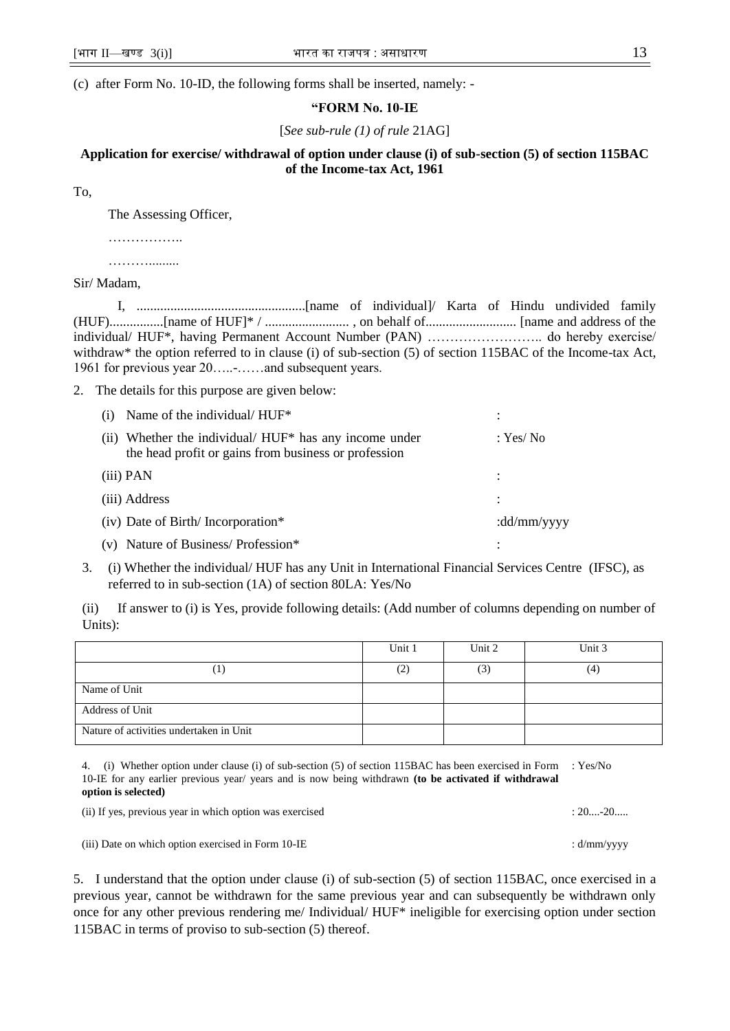(c) after Form No. 10-ID, the following forms shall be inserted, namely: -

**"FORM No. 10-IE**

[*See sub-rule (1) of rule* 21AG]

**Application for exercise/ withdrawal of option under clause (i) of sub-section (5) of section 115BAC of the Income-tax Act, 1961**

To,

The Assessing Officer,

……………..

………........

Sir/ Madam,

I, ..................................................[name of individual]/ Karta of Hindu undivided family (HUF)................[name of HUF]* / ......................... , on behalf of........................... [name and address of the individual/ HUF*, having Permanent Account Number (PAN) …………………….. do hereby exercise/ withdraw* the option referred to in clause (i) of sub-section (5) of section 115BAC of the Income-tax Act, 1961 for previous year 20…..-……and subsequent years.

2. The details for this purpose are given below:

(i) Name of the individual/ HUF* :

(ii) Whether the individual/ HUF* has any income under the head profit or gains from business or profession : Yes/ No

(iii) PAN :

(iii) Address :

(iv) Date of Birth/ Incorporation* :dd/mm/yyyy

(v) Nature of Business/ Profession* :

3. (i) Whether the individual/ HUF has any Unit in International Financial Services Centre (IFSC), as referred to in sub-section (1A) of section 80LA: Yes/No

(ii) If answer to (i) is Yes, provide following details: (Add number of columns depending on number of Units):

| | Unit 1 | Unit 2 | Unit 3 |
|---|---|---|---|
| (1) | (2) | (3) | (4) |
| Name of Unit | | | |
| Address of Unit | | | |
| Nature of activities undertaken in Unit | | | |

4. (i) Whether option under clause (i) of sub-section (5) of section 115BAC has been exercised in Form 10-IE for any earlier previous year/ years and is now being withdrawn **(to be activated if withdrawal option is selected)** : Yes/No

(ii) If yes, previous year in which option was exercised : 20....-20.....

(iii) Date on which option exercised in Form 10-IE : d/mm/yyyy

5. I understand that the option under clause (i) of sub-section (5) of section 115BAC, once exercised in a previous year, cannot be withdrawn for the same previous year and can subsequently be withdrawn only once for any other previous rendering me/ Individual/ HUF* ineligible for exercising option under section 115BAC in terms of proviso to sub-section (5) thereof.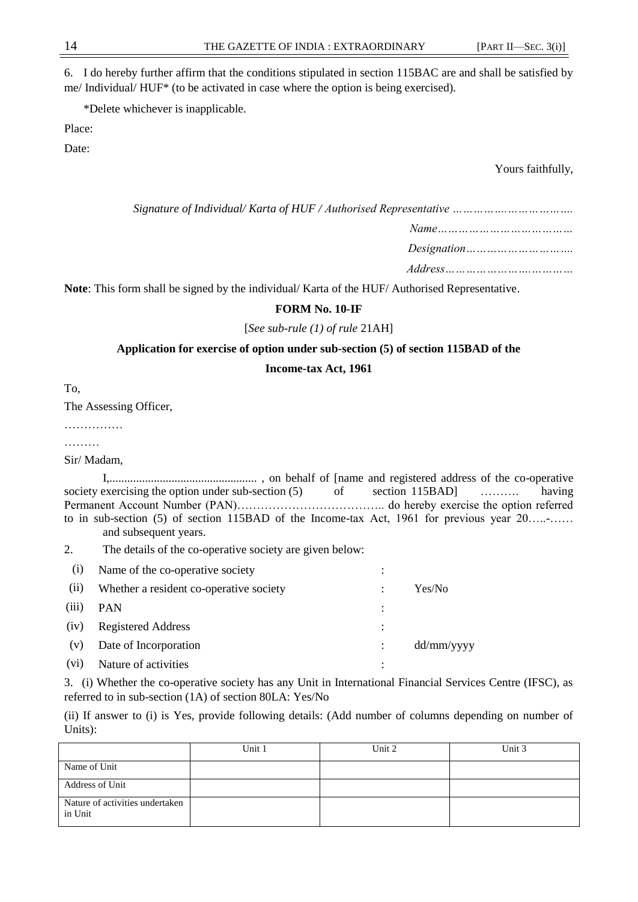6. I do hereby further affirm that the conditions stipulated in section 115BAC are and shall be satisfied by me/ Individual/ HUF* (to be activated in case where the option is being exercised).

*Delete whichever is inapplicable.

Place:

Date:

Yours faithfully,

*Signature of Individual/ Karta of HUF / Authorised Representative …………………………….*

*Name…………………………………*

*Designation………………………….*

*Address………………………………*

**Note**: This form shall be signed by the individual/ Karta of the HUF/ Authorised Representative.

## FORM No. 10-IF

[*See sub-rule (1) of rule* 21AH]

### Application for exercise of option under sub-section (5) of section 115BAD of the Income-tax Act, 1961

To,

The Assessing Officer,

……………

………

Sir/ Madam,

I,................................................. , on behalf of [name and registered address of the co-operative society exercising the option under sub-section (5) of section 115BAD] ………. having Permanent Account Number (PAN)……………………………….. do hereby exercise the option referred to in sub-section (5) of section 115BAD of the Income-tax Act, 1961 for previous year 20…..-…… and subsequent years.

2. The details of the co-operative society are given below:

| | | | |
|---|---|---|---|
| (i) | Name of the co-operative society | : | |
| (ii) | Whether a resident co-operative society | : | Yes/No |
| (iii) | PAN | : | |
| (iv) | Registered Address | : | |
| (v) | Date of Incorporation | : | dd/mm/yyyy |
| (vi) | Nature of activities | : | |

3. (i) Whether the co-operative society has any Unit in International Financial Services Centre (IFSC), as referred to in sub-section (1A) of section 80LA: Yes/No

(ii) If answer to (i) is Yes, provide following details: (Add number of columns depending on number of Units):

| | Unit 1 | Unit 2 | Unit 3 |
|---|---|---|---|
| Name of Unit | | | |
| Address of Unit | | | |
| Nature of activities undertaken in Unit | | | |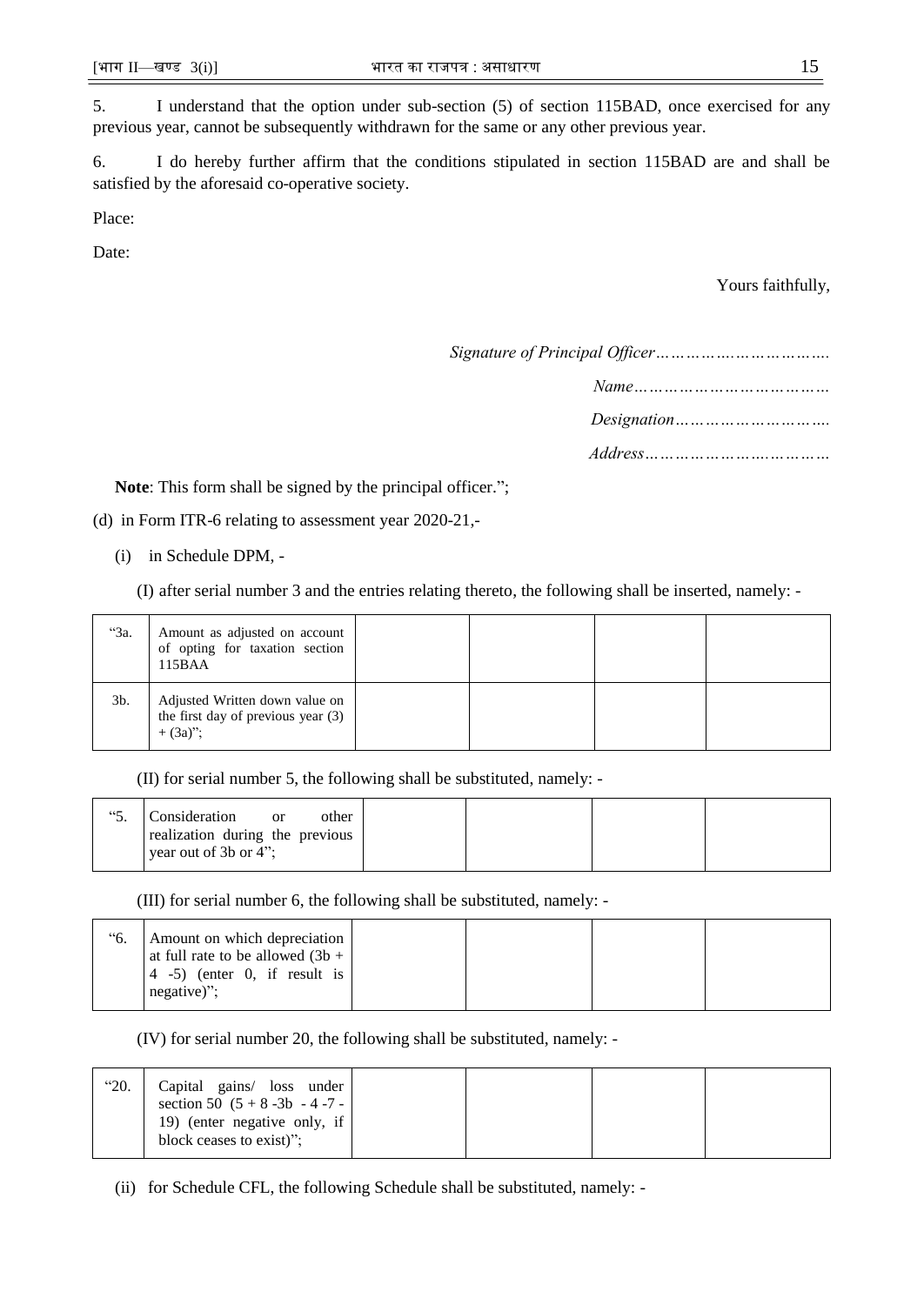5. I understand that the option under sub-section (5) of section 115BAD, once exercised for any previous year, cannot be subsequently withdrawn for the same or any other previous year.

6. I do hereby further affirm that the conditions stipulated in section 115BAD are and shall be satisfied by the aforesaid co-operative society.

Place:

Date:

Yours faithfully,

*Signature of Principal Officer…………….……………….*

*Name………………………………*

*Designation……………………….*

*Address…………………….………*

**Note**: This form shall be signed by the principal officer.";

(d) in Form ITR-6 relating to assessment year 2020-21,-

(i) in Schedule DPM, -

(I) after serial number 3 and the entries relating thereto, the following shall be inserted, namely: -

| | | | | | |
|---|---|---|---|---|---|
| "3a. | Amount as adjusted on account of opting for taxation section 115BAA | | | | |
| 3b. | Adjusted Written down value on the first day of previous year (3) + (3a)"; | | | | |

(II) for serial number 5, the following shall be substituted, namely: -

| | | | | | |
|---|---|---|---|---|---|
| "5. | Consideration or other realization during the previous year out of 3b or 4"; | | | | |

(III) for serial number 6, the following shall be substituted, namely: -

| | | | | | |
|---|---|---|---|---|---|
| "6. | Amount on which depreciation at full rate to be allowed (3b + 4 -5) (enter 0, if result is negative)"; | | | | |

(IV) for serial number 20, the following shall be substituted, namely: -

| | | | | | |
|---|---|---|---|---|---|
| "20. | Capital gains/ loss under section 50 (5 + 8 -3b - 4 -7 - 19) (enter negative only, if block ceases to exist)"; | | | | |

(ii) for Schedule CFL, the following Schedule shall be substituted, namely: -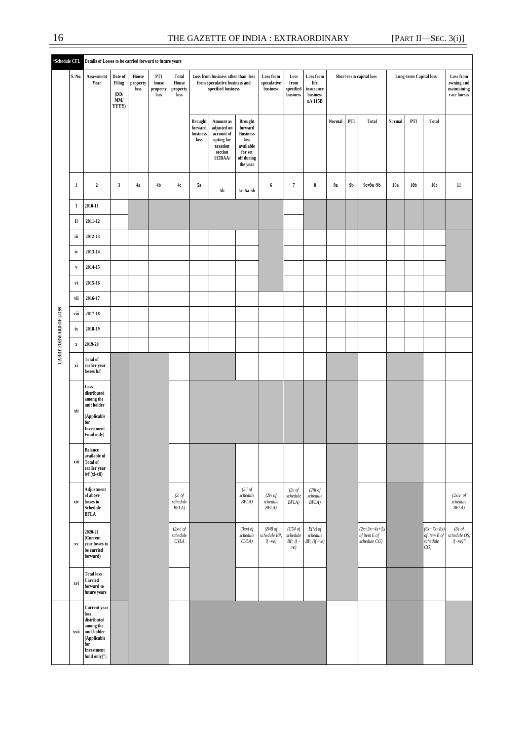**“Schedule CFL** **Details of Losses to be carried forward to future years**

**CARRY FORWARD OF LOSS**

| S. No. | Assessment Year | Date of Filing (DD/ MM/ YYYY) | House property loss | PTI house property loss | Total House property loss | Loss from business other than loss from speculative business and specified business | | | Loss from speculative business | Loss from specified business | Loss from life insurance business u/s 115B | Short-term capital loss | | | Long-term Capital loss | | | Loss from owning and maintaining race horses |
|---|---|---|---|---|---|---|---|---|---|---|---|---|---|---|---|---|---|---|
| | | | | | | Brought forward business loss | Amount as adjusted on account of opting for taxation section 115BAA/ | Brought forward Business loss available for set off during the year | | | | Normal | PTI | Total | Normal | PTI | Total | |
| 1 | 2 | 3 | 4a | 4b | 4c | 5a | 5b | 5c=5a-5b | 6 | 7 | 8 | 9a | 9b | 9c=9a+9b | 10a | 10b | 10c | 11 |
| I | 2010-11 | | | | | | | | | | | | | | | | | |
| Ii | 2011-12 | | | | | | | | | | | | | | | | | |
| iii | 2012-13 | | | | | | | | | | | | | | | | | |
| iv | 2013-14 | | | | | | | | | | | | | | | | | |
| v | 2014-15 | | | | | | | | | | | | | | | | | |
| vi | 2015-16 | | | | | | | | | | | | | | | | | |
| vii | 2016-17 | | | | | | | | | | | | | | | | | |
| viii | 2017-18 | | | | | | | | | | | | | | | | | |
| ix | 2018-19 | | | | | | | | | | | | | | | | | |
| x | 2019-20 | | | | | | | | | | | | | | | | | |
| xi | Total of earlier year losses b/f | | | | | | | | | | | | | | | | | |
| xii | Loss distributed among the unit holder (Applicable for Investment Fund only) | | | | | | | | | | | | | | | | | |
| xiii | Balance available of Total of earlier year b/f (xi-xii) | | | | | | | | | | | | | | | | | |
| xiv | Adjustment of above losses in Schedule BFLA | | | | *(2i of schedule BFLA)* | | | *(2ii of schedule BFLA)* | *(2iv of schedule BFLA)* | *(2v of schedule BFLA)* | *(2iii of schedule BFLA)* | | | | | | | *(2xiv of schedule BFLA)* |
| xv | 2020-21 (Current year losses to be carried forward) | | | | *(2xvi of schedule CYLA* | | | *(3xvi of schedule CYLA)* | *(B48 of schedule BP, if –ve)* | *(C54 of schedule BP, if –ve)* | *E(iv) of schedule BP, (if –ve)* | | | *(2x+3x+4x+5x of item E of schedule CG)* | | | *(6x+7x+8x) of item E of schedule CG)* | *(8e of schedule OS, if –ve)”* |
| xvi | Total loss Carried forward to future years | | | | | | | | | | | | | | | | | |
| xvii | Current year loss distributed among the unit-holder (Applicable for Investment fund only)”; | | | | | | | | | | | | | | | | | |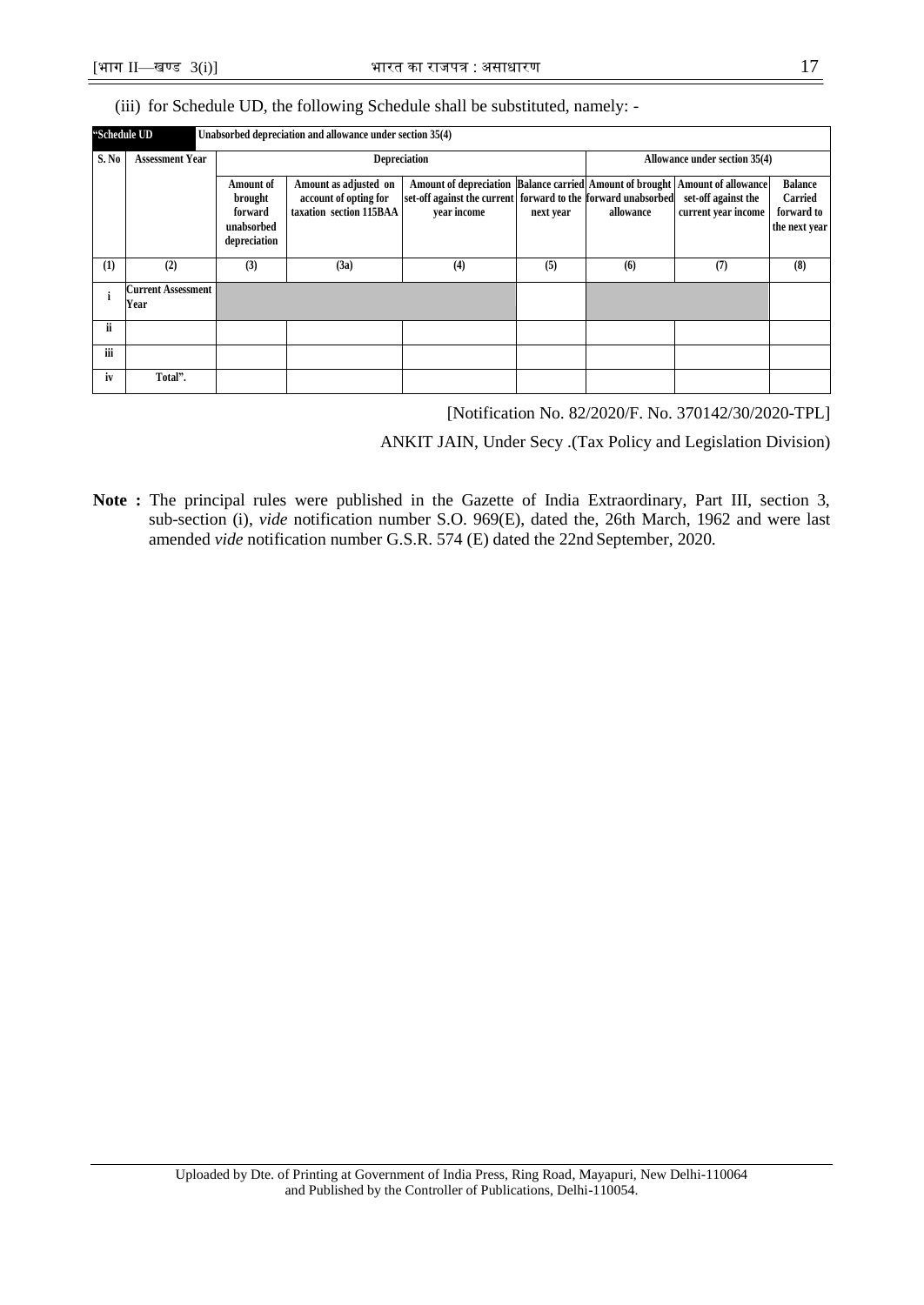(iii) for Schedule UD, the following Schedule shall be substituted, namely: -

| "Schedule UD | Unabsorbed depreciation and allowance under section 35(4) | | | | | | | |
|---|---|---|---|---|---|---|---|---|
| S. No | Assessment Year | Depreciation | | | | Allowance under section 35(4) | | |
| | | Amount of brought forward unabsorbed depreciation | Amount as adjusted on account of opting for taxation section 115BAA | Amount of depreciation set-off against the current year income | Balance carried forward to the next year | Amount of brought forward unabsorbed allowance | Amount of allowance set-off against the current year income | Balance Carried forward to the next year |
| (1) | (2) | (3) | (3a) | (4) | (5) | (6) | (7) | (8) |
| i | Current Assessment Year | | | | | | | |
| ii | | | | | | | | |
| iii | | | | | | | | |
| iv | Total". | | | | | | | |

[Notification No. 82/2020/F. No. 370142/30/2020-TPL]

ANKIT JAIN, Under Secy .(Tax Policy and Legislation Division)

**Note :** The principal rules were published in the Gazette of India Extraordinary, Part III, section 3, sub-section (i), *vide* notification number S.O. 969(E), dated the, 26th March, 1962 and were last amended *vide* notification number G.S.R. 574 (E) dated the 22nd September, 2020.

Uploaded by Dte. of Printing at Government of India Press, Ring Road, Mayapuri, New Delhi-110064 and Published by the Controller of Publications, Delhi-110054.